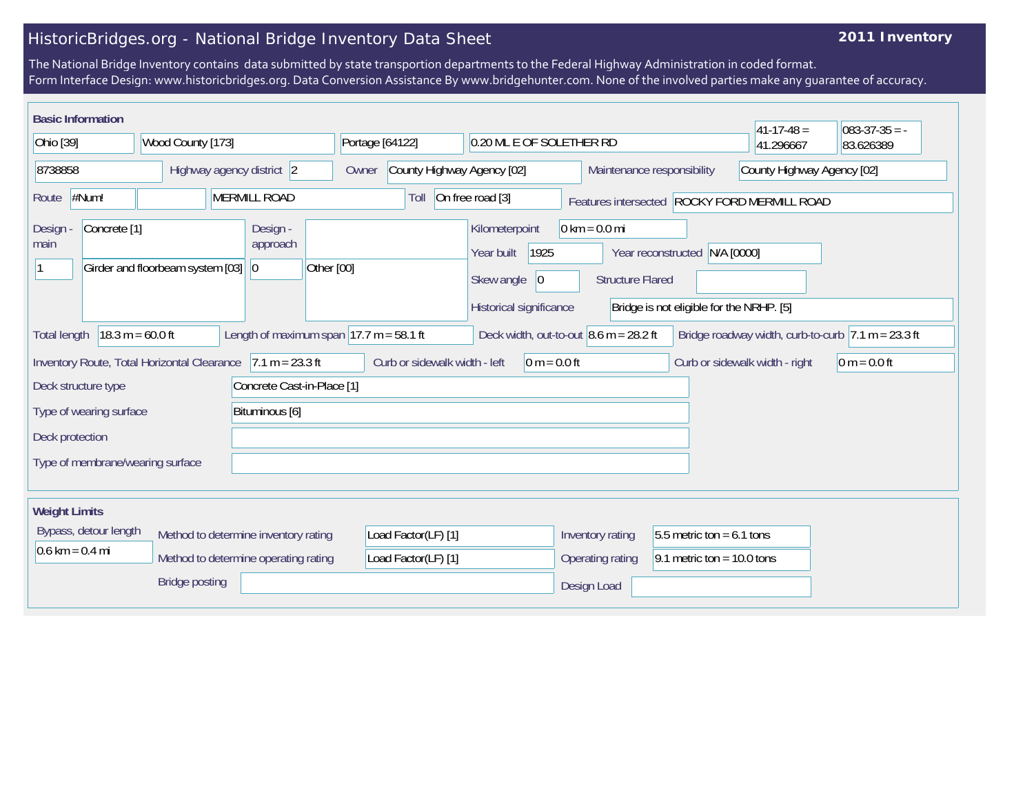# HistoricBridges.org - National Bridge Inventory Data Sheet

**2011 Inventory**

The National Bridge Inventory contains data submitted by state transportion departments to the Federal Highway Administration in coded format.
Form Interface Design: www.historicbridges.org. Data Conversion Assistance By www.bridgehunter.com. None of the involved parties make any guarantee of accuracy.

## Basic Information

| | |
|---|---|
| State | Ohio [39] |
| County | Wood County [173] |
| Place | Portage [64122] |
| Location | 0.20 MI. E OF SOLETHER RD |
| Latitude | 41-17-48 = 41.296667 |
| Longitude | 083-37-35 = -83.626389 |
| Structure number | 8738858 |
| Highway agency district | 2 |
| Owner | County Highway Agency [02] |
| Maintenance responsibility | County Highway Agency [02] |
| Route | #Num! |
| Facility carried | MERMILL ROAD |
| Toll | On free road [3] |
| Features intersected | ROCKY FORD MERMILL ROAD |
| Design - main | Concrete [1] |
| | 1 — Girder and floorbeam system [03] |
| Design - approach | 0 — Other [00] |
| Kilometerpoint | 0 km = 0.0 mi |
| Year built | 1925 |
| Year reconstructed | N/A [0000] |
| Skew angle | 0 |
| Structure Flared | |
| Historical significance | Bridge is not eligible for the NRHP. [5] |
| Total length | 18.3 m = 60.0 ft |
| Length of maximum span | 17.7 m = 58.1 ft |
| Deck width, out-to-out | 8.6 m = 28.2 ft |
| Bridge roadway width, curb-to-curb | 7.1 m = 23.3 ft |
| Inventory Route, Total Horizontal Clearance | 7.1 m = 23.3 ft |
| Curb or sidewalk width - left | 0 m = 0.0 ft |
| Curb or sidewalk width - right | 0 m = 0.0 ft |
| Deck structure type | Concrete Cast-in-Place [1] |
| Type of wearing surface | Bituminous [6] |
| Deck protection | |
| Type of membrane/wearing surface | |

## Weight Limits

| | |
|---|---|
| Bypass, detour length | 0.6 km = 0.4 mi |
| Method to determine inventory rating | Load Factor(LF) [1] |
| Method to determine operating rating | Load Factor(LF) [1] |
| Inventory rating | 5.5 metric ton = 6.1 tons |
| Operating rating | 9.1 metric ton = 10.0 tons |
| Bridge posting | |
| Design Load | |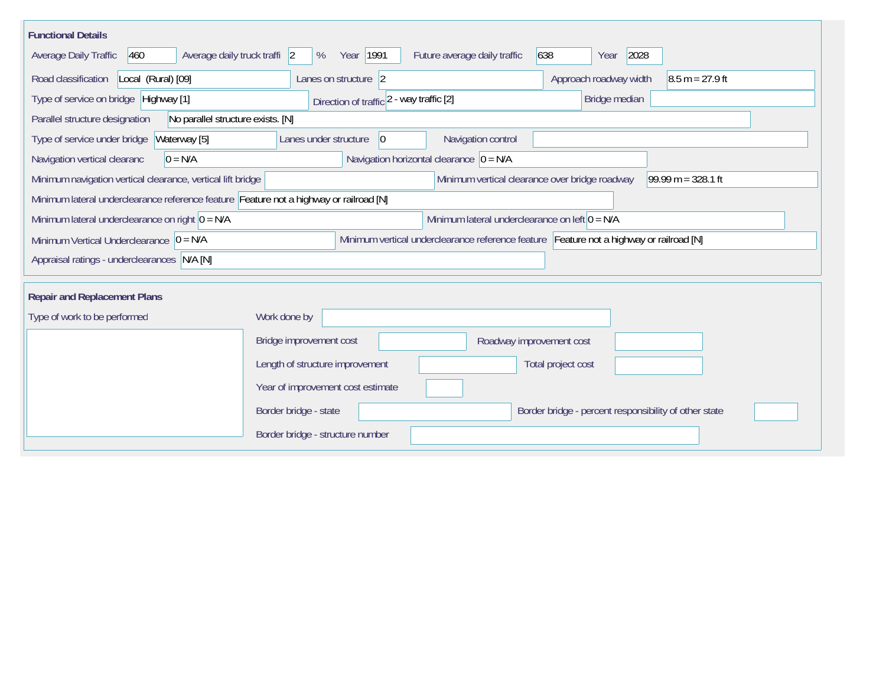## Functional Details

| Field | Value |
|---|---|
| Average Daily Traffic | 460 |
| Average daily truck traffi | 2 % |
| Year | 1991 |
| Future average daily traffic | 638 |
| Year | 2028 |
| Road classification | Local (Rural) [09] |
| Lanes on structure | 2 |
| Approach roadway width | 8.5 m = 27.9 ft |
| Type of service on bridge | Highway [1] |
| Direction of traffic | 2 - way traffic [2] |
| Bridge median | |
| Parallel structure designation | No parallel structure exists. [N] |
| Type of service under bridge | Waterway [5] |
| Lanes under structure | 0 |
| Navigation control | |
| Navigation vertical clearanc | 0 = N/A |
| Navigation horizontal clearance | 0 = N/A |
| Minimum navigation vertical clearance, vertical lift bridge | |
| Minimum vertical clearance over bridge roadway | 99.99 m = 328.1 ft |
| Minimum lateral underclearance reference feature | Feature not a highway or railroad [N] |
| Minimum lateral underclearance on right | 0 = N/A |
| Minimum lateral underclearance on left | 0 = N/A |
| Minimum Vertical Underclearance | 0 = N/A |
| Minimum vertical underclearance reference feature | Feature not a highway or railroad [N] |
| Appraisal ratings - underclearances | N/A [N] |

## Repair and Replacement Plans

| Field | Value |
|---|---|
| Type of work to be performed | |
| Work done by | |
| Bridge improvement cost | |
| Roadway improvement cost | |
| Length of structure improvement | |
| Total project cost | |
| Year of improvement cost estimate | |
| Border bridge - state | |
| Border bridge - percent responsibility of other state | |
| Border bridge - structure number | |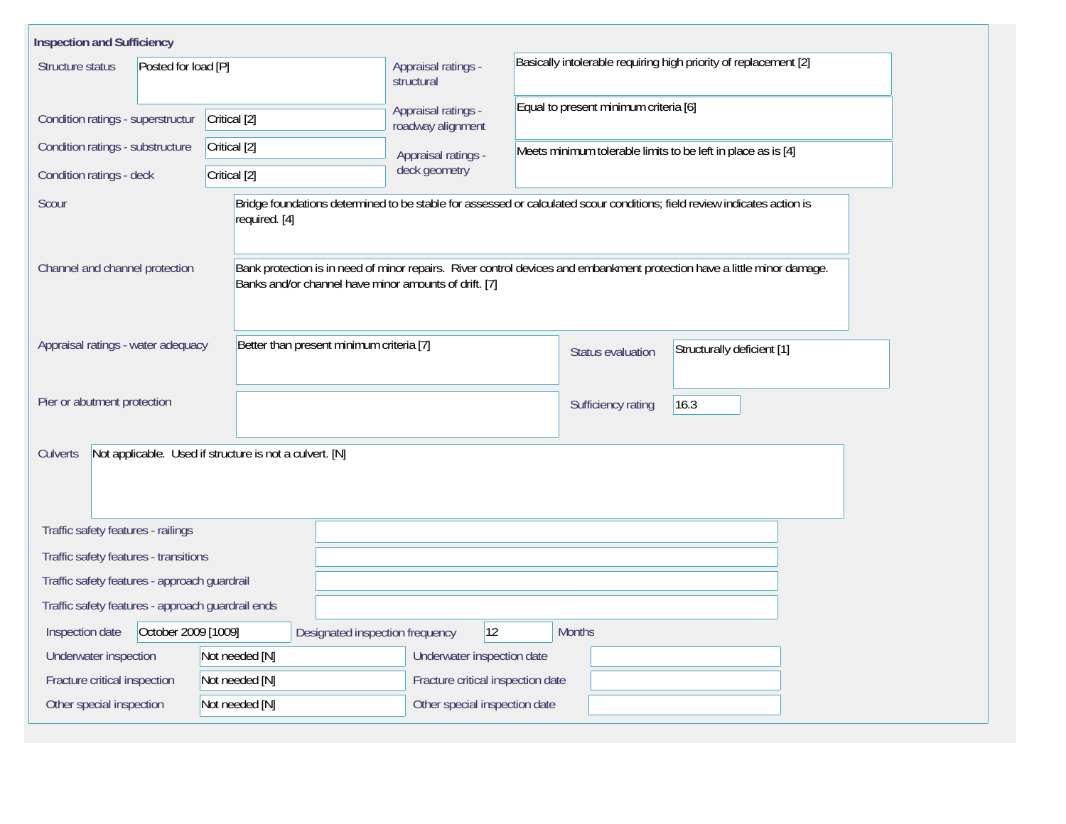## Inspection and Sufficiency

| Field | Value |
|---|---|
| Structure status | Posted for load [P] |
| Condition ratings - superstructur | Critical [2] |
| Condition ratings - substructure | Critical [2] |
| Condition ratings - deck | Critical [2] |
| Appraisal ratings - structural | Basically intolerable requiring high priority of replacement [2] |
| Appraisal ratings - roadway alignment | Equal to present minimum criteria [6] |
| Appraisal ratings - deck geometry | Meets minimum tolerable limits to be left in place as is [4] |
| Scour | Bridge foundations determined to be stable for assessed or calculated scour conditions; field review indicates action is required. [4] |
| Channel and channel protection | Bank protection is in need of minor repairs. River control devices and embankment protection have a little minor damage. Banks and/or channel have minor amounts of drift. [7] |
| Appraisal ratings - water adequacy | Better than present minimum criteria [7] |
| Status evaluation | Structurally deficient [1] |
| Pier or abutment protection | |
| Sufficiency rating | 16.3 |
| Culverts | Not applicable. Used if structure is not a culvert. [N] |
| Traffic safety features - railings | |
| Traffic safety features - transitions | |
| Traffic safety features - approach guardrail | |
| Traffic safety features - approach guardrail ends | |
| Inspection date | October 2009 [1009] |
| Designated inspection frequency | 12 Months |
| Underwater inspection | Not needed [N] |
| Underwater inspection date | |
| Fracture critical inspection | Not needed [N] |
| Fracture critical inspection date | |
| Other special inspection | Not needed [N] |
| Other special inspection date | |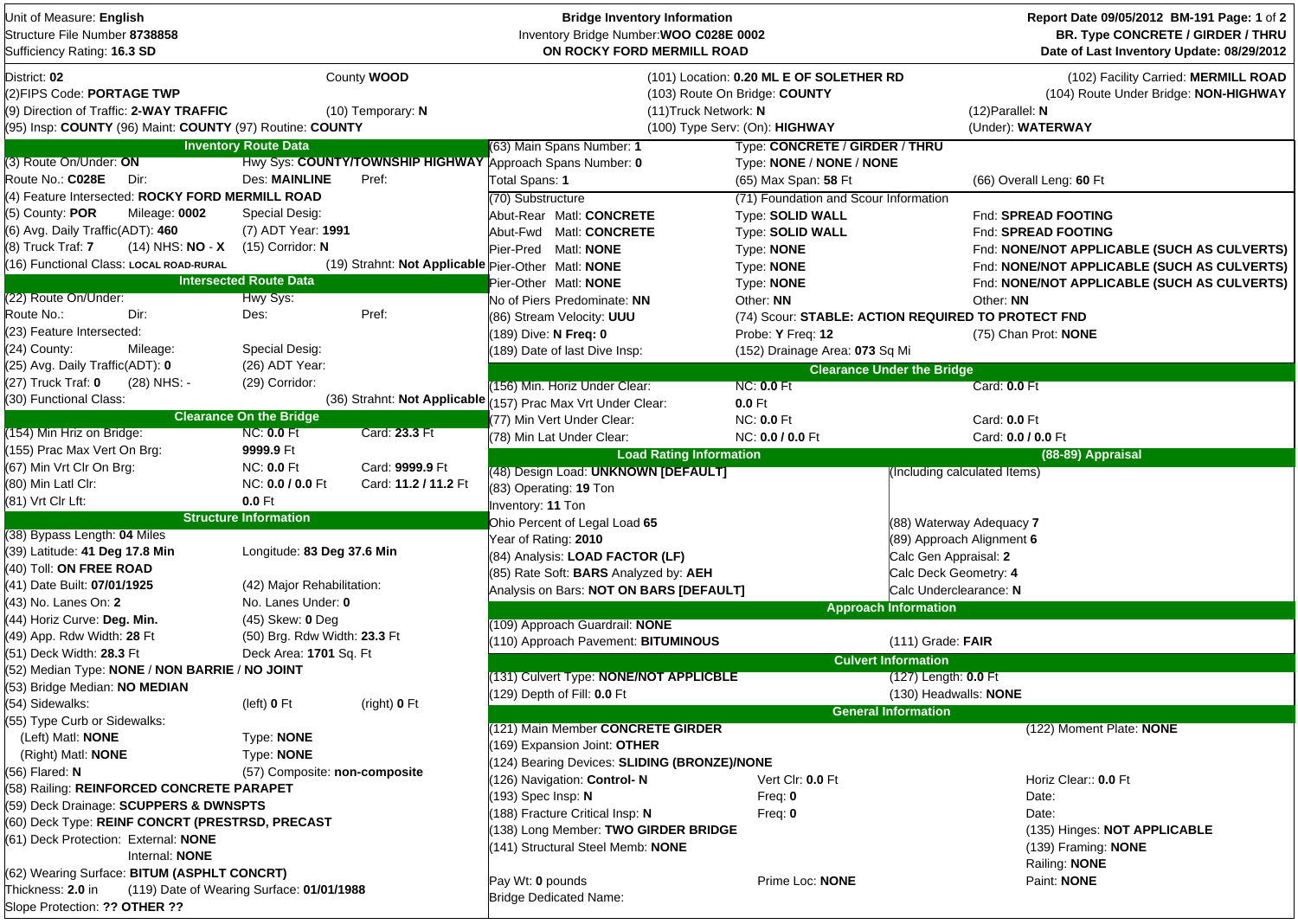Unit of Measure: **English**
Structure File Number **8738858**
Sufficiency Rating: **16.3 SD**

**Bridge Inventory Information**
Inventory Bridge Number: **WOO C028E 0002**
**ON ROCKY FORD MERMILL ROAD**

**Report Date 09/05/2012 BM-191**
**BR. Type CONCRETE / GIRDER / THRU**
**Date of Last Inventory Update: 08/29/2012**

District: **02** | County **WOOD**
(2)FIPS Code: **PORTAGE TWP**
(9) Direction of Traffic: **2-WAY TRAFFIC** | (10) Temporary: **N**
(95) Insp: **COUNTY** (96) Maint: **COUNTY** (97) Routine: **COUNTY**

(101) Location: **0.20 ML E OF SOLETHER RD** | (102) Facility Carried: **MERMILL ROAD**
(103) Route On Bridge: **COUNTY** | (104) Route Under Bridge: **NON-HIGHWAY**
(11)Truck Network: **N** | (12)Parallel: **N**
(100) Type Serv: (On): **HIGHWAY** | (Under): **WATERWAY**

## Inventory Route Data

(3) Route On/Under: **ON** | Hwy Sys: **COUNTY/TOWNSHIP HIGHWAY**
Route No.: **C028E** | Dir: | Des: **MAINLINE** | Pref:
(4) Feature Intersected: **ROCKY FORD MERMILL ROAD**
(5) County: **POR** | Mileage: **0002** | Special Desig:
(6) Avg. Daily Traffic(ADT): **460** | (7) ADT Year: **1991**
(8) Truck Traf: **7** | (14) NHS: **NO - X** | (15) Corridor: **N**
(16) Functional Class: **LOCAL ROAD-RURAL** | (19) Strahnt: **Not Applicable**

## Intersected Route Data

(22) Route On/Under: | Hwy Sys:
Route No.: | Dir: | Des: | Pref:
(23) Feature Intersected:
(24) County: | Mileage: | Special Desig:
(25) Avg. Daily Traffic(ADT): **0** | (26) ADT Year:
(27) Truck Traf: **0** | (28) NHS: **-** | (29) Corridor:
(30) Functional Class: | (36) Strahnt: **Not Applicable**

## Clearance On the Bridge

| | | |
|---|---|---|
| (154) Min Hriz on Bridge: | NC: **0.0** Ft | Card: **23.3** Ft |
| (155) Prac Max Vert On Brg: | **9999.9** Ft | |
| (67) Min Vrt Clr On Brg: | NC: **0.0** Ft | Card: **9999.9** Ft |
| (80) Min Latl Clr: | NC: **0.0 / 0.0** Ft | Card: **11.2 / 11.2** Ft |
| (81) Vrt Clr Lft: | **0.0** Ft | |

## Structure Information

(38) Bypass Length: **04** Miles
(39) Latitude: **41 Deg 17.8 Min** | Longitude: **83 Deg 37.6 Min**
(40) Toll: **ON FREE ROAD**
(41) Date Built: **07/01/1925** | (42) Major Rehabilitation:
(43) No. Lanes On: **2** | No. Lanes Under: **0**
(44) Horiz Curve: **Deg. Min.** | (45) Skew: **0** Deg
(49) App. Rdw Width: **28** Ft | (50) Brg. Rdw Width: **23.3** Ft
(51) Deck Width: **28.3** Ft | Deck Area: **1701** Sq. Ft
(52) Median Type: **NONE** / **NON BARRIE** / **NO JOINT**
(53) Bridge Median: **NO MEDIAN**
(54) Sidewalks: | (left) **0** Ft | (right) **0** Ft
(55) Type Curb or Sidewalks:
(Left) Matl: **NONE** | Type: **NONE**
(Right) Matl: **NONE** | Type: **NONE**
(56) Flared: **N** | (57) Composite: **non-composite**
(58) Railing: **REINFORCED CONCRETE PARAPET**
(59) Deck Drainage: **SCUPPERS & DWNSPTS**
(60) Deck Type: **REINF CONCRT (PRESTRSD, PRECAST**
(61) Deck Protection: External: **NONE**
Internal: **NONE**
(62) Wearing Surface: **BITUM (ASPHLT CONCRT)**
Thickness: **2.0** in | (119) Date of Wearing Surface: **01/01/1988**
Slope Protection: **?? OTHER ??**

---

(63) Main Spans Number: **1** | Type: **CONCRETE / GIRDER / THRU**
Approach Spans Number: **0** | Type: **NONE / NONE / NONE**
Total Spans: **1** | (65) Max Span: **58** Ft | (66) Overall Leng: **60** Ft

(70) Substructure | (71) Foundation and Scour Information

| | | | |
|---|---|---|---|
| Abut-Rear | Matl: **CONCRETE** | Type: **SOLID WALL** | Fnd: **SPREAD FOOTING** |
| Abut-Fwd | Matl: **CONCRETE** | Type: **SOLID WALL** | Fnd: **SPREAD FOOTING** |
| Pier-Pred | Matl: **NONE** | Type: **NONE** | Fnd: **NONE/NOT APPLICABLE (SUCH AS CULVERTS)** |
| Pier-Other | Matl: **NONE** | Type: **NONE** | Fnd: **NONE/NOT APPLICABLE (SUCH AS CULVERTS)** |
| Pier-Other | Matl: **NONE** | Type: **NONE** | Fnd: **NONE/NOT APPLICABLE (SUCH AS CULVERTS)** |

No of Piers Predominate: **NN** | Other: **NN** | Other: **NN**
(86) Stream Velocity: **UUU** | (74) Scour: **STABLE: ACTION REQUIRED TO PROTECT FND**
(189) Dive: **N** Freq: **0** | Probe: **Y** Freq: **12** | (75) Chan Prot: **NONE**
(189) Date of last Dive Insp: | (152) Drainage Area: **073** Sq Mi

## Clearance Under the Bridge

| | | |
|---|---|---|
| (156) Min. Horiz Under Clear: | NC: **0.0** Ft | Card: **0.0** Ft |
| (157) Prac Max Vrt Under Clear: | **0.0** Ft | |
| (77) Min Vert Under Clear: | NC: **0.0** Ft | Card: **0.0** Ft |
| (78) Min Lat Under Clear: | NC: **0.0 / 0.0** Ft | Card: **0.0 / 0.0** Ft |

## Load Rating Information

(48) Design Load: **UNKNOWN [DEFAULT]**
(83) Operating: **19** Ton
Inventory: **11** Ton
Ohio Percent of Legal Load **65**
Year of Rating: **2010**
(84) Analysis: **LOAD FACTOR (LF)**
(85) Rate Soft: **BARS** Analyzed by: **AEH**
Analysis on Bars: **NOT ON BARS [DEFAULT]**

## (88-89) Appraisal

(Including calculated Items)
(88) Waterway Adequacy **7**
(89) Approach Alignment **6**
Calc Gen Appraisal: **2**
Calc Deck Geometry: **4**
Calc Underclearance: **N**

## Approach Information

(109) Approach Guardrail: **NONE**
(110) Approach Pavement: **BITUMINOUS** | (111) Grade: **FAIR**

## Culvert Information

(131) Culvert Type: **NONE/NOT APPLICBLE** | (127) Length: **0.0** Ft
(129) Depth of Fill: **0.0** Ft | (130) Headwalls: **NONE**

## General Information

(121) Main Member **CONCRETE GIRDER** | (122) Moment Plate: **NONE**
(169) Expansion Joint: **OTHER**
(124) Bearing Devices: **SLIDING (BRONZE)/NONE**
(126) Navigation: **Control- N** | Vert Clr: **0.0** Ft | Horiz Clear:: **0.0** Ft
(193) Spec Insp: **N** | Freq: **0** | Date:
(188) Fracture Critical Insp: **N** | Freq: **0** | Date:
(138) Long Member: **TWO GIRDER BRIDGE** | (135) Hinges: **NOT APPLICABLE**
(141) Structural Steel Memb: **NONE** | (139) Framing: **NONE**
Railing: **NONE**
Pay Wt: **0** pounds | Prime Loc: **NONE** | Paint: **NONE**
Bridge Dedicated Name: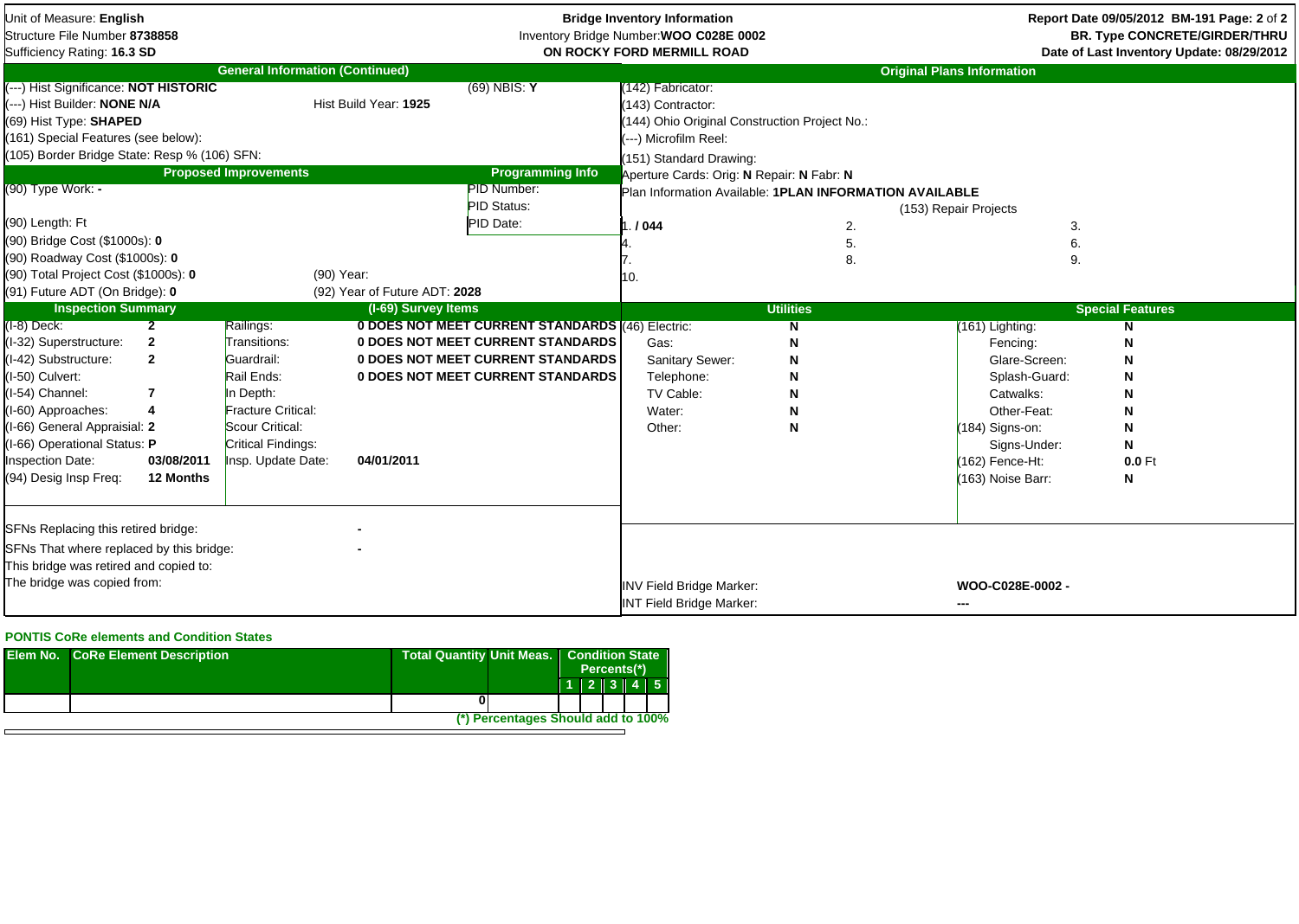Unit of Measure: **English**
Structure File Number **8738858**
Sufficiency Rating: **16.3 SD**

**Bridge Inventory Information**
Inventory Bridge Number: **WOO C028E 0002**
**ON ROCKY FORD MERMILL ROAD**

**Report Date 09/05/2012 BM-191**
**BR. Type CONCRETE/GIRDER/THRU**
**Date of Last Inventory Update: 08/29/2012**

## General Information (Continued)

(---) Hist Significance: **NOT HISTORIC**
(69) NBIS: **Y**
(---) Hist Builder: **NONE N/A**
Hist Build Year: **1925**
(69) Hist Type: **SHAPED**
(161) Special Features (see below):
(105) Border Bridge State: Resp % (106) SFN:

## Proposed Improvements

(90) Type Work: **-**
(90) Length: Ft
(90) Bridge Cost ($1000s): **0**
(90) Roadway Cost ($1000s): **0**
(90) Total Project Cost ($1000s): **0**
(90) Year:
(91) Future ADT (On Bridge): **0**
(92) Year of Future ADT: **2028**

## Programming Info

PID Number:
PID Status:
PID Date:

## Original Plans Information

(142) Fabricator:
(143) Contractor:
(144) Ohio Original Construction Project No.:
(---) Microfilm Reel:
(151) Standard Drawing:
Aperture Cards: Orig: **N** Repair: **N** Fabr: **N**
Plan Information Available: **1PLAN INFORMATION AVAILABLE**

(153) Repair Projects

| | | |
|---|---|---|
| 1. **/ 044** | 2. | 3. |
| 4. | 5. | 6. |
| 7. | 8. | 9. |
| 10. | | |

## Inspection Summary

| Item | Value |
|---|---|
| (I-8) Deck: | **2** |
| (I-32) Superstructure: | **2** |
| (I-42) Substructure: | **2** |
| (I-50) Culvert: | |
| (I-54) Channel: | **7** |
| (I-60) Approaches: | **4** |
| (I-66) General Appraisial: | **2** |
| (I-66) Operational Status: | **P** |
| Inspection Date: | **03/08/2011** |
| (94) Desig Insp Freq: | **12 Months** |

## (I-69) Survey Items

| Item | Value |
|---|---|
| Railings: | **0 DOES NOT MEET CURRENT STANDARDS** |
| Transitions: | **0 DOES NOT MEET CURRENT STANDARDS** |
| Guardrail: | **0 DOES NOT MEET CURRENT STANDARDS** |
| Rail Ends: | **0 DOES NOT MEET CURRENT STANDARDS** |
| In Depth: | |
| Fracture Critical: | |
| Scour Critical: | |
| Critical Findings: | |
| Insp. Update Date: | **04/01/2011** |

## Utilities

| Utility | Value |
|---|---|
| (46) Electric: | **N** |
| Gas: | **N** |
| Sanitary Sewer: | **N** |
| Telephone: | **N** |
| TV Cable: | **N** |
| Water: | **N** |
| Other: | **N** |

## Special Features

| Feature | Value |
|---|---|
| (161) Lighting: | **N** |
| Fencing: | **N** |
| Glare-Screen: | **N** |
| Splash-Guard: | **N** |
| Catwalks: | **N** |
| Other-Feat: | **N** |
| (184) Signs-on: | **N** |
| Signs-Under: | **N** |
| (162) Fence-Ht: | **0.0** Ft |
| (163) Noise Barr: | **N** |

SFNs Replacing this retired bridge: **-**
SFNs That where replaced by this bridge: **-**
This bridge was retired and copied to:
The bridge was copied from:

INV Field Bridge Marker: **WOO-C028E-0002 -**
INT Field Bridge Marker: **---**

## PONTIS CoRe elements and Condition States

| Elem No. | CoRe Element Description | Total Quantity | Unit Meas. | Condition State Percents(*) 1 | 2 | 3 | 4 | 5 |
|---|---|---|---|---|---|---|---|---|
| | | 0 | | | | | | |

(*) Percentages Should add to 100%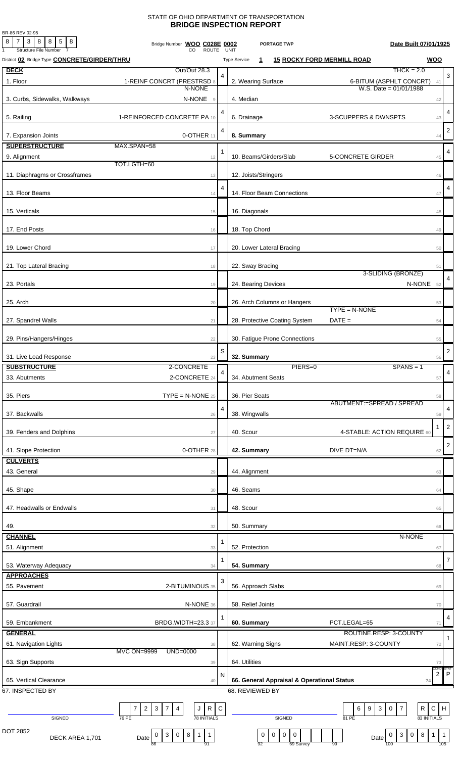STATE OF OHIO DEPARTMENT OF TRANSPORTATION

# BRIDGE INSPECTION REPORT

BR-86 REV 02-95

Structure File Number: 8 7 3 8 8 5 8

Bridge Number **WOO C028E 0002** (CO ROUTE UNIT) **PORTAGE TWP** **Date Built 07/01/1925**

District **02** Bridge Type **CONCRETE/GIRDER/THRU** Type Service **1** **15 ROCKY FORD MERMILL ROAD** **WOO**

| Item | Description | Rating | Item | Description | Rating |
|---|---|---|---|---|---|
| **DECK** | Out/Out 28.3 | | | THCK = 2.0 | |
| 1. Floor | 1-REINF CONCRT (PRESTRSD 8 | 4 | 2. Wearing Surface | 6-BITUM (ASPHLT CONCRT) 41 | 3 |
| 3. Curbs, Sidewalks, Walkways | N-NONE N-NONE 9 | | 4. Median | W.S. Date = 01/01/1988 42 | |
| 5. Railing | 1-REINFORCED CONCRETE PA 10 | 4 | 6. Drainage | 3-SCUPPERS & DWNSPTS 43 | 4 |
| 7. Expansion Joints | 0-OTHER 11 | 4 | **8. Summary** | 44 | 2 |
| **SUPERSTRUCTURE** | MAX.SPAN=58 | | | | |
| 9. Alignment | 12 | 1 | 10. Beams/Girders/Slab | 5-CONCRETE GIRDER 45 | 4 |
| 11. Diaphragms or Crossframes | TOT.LGTH=60 13 | | 12. Joists/Stringers | 46 | |
| 13. Floor Beams | 14 | 4 | 14. Floor Beam Connections | 47 | 4 |
| 15. Verticals | 15 | | 16. Diagonals | 48 | |
| 17. End Posts | 16 | | 18. Top Chord | 49 | |
| 19. Lower Chord | 17 | | 20. Lower Lateral Bracing | 50 | |
| 21. Top Lateral Bracing | 18 | | 22. Sway Bracing | 51 | |
| 23. Portals | 19 | | 24. Bearing Devices | 3-SLIDING (BRONZE) N-NONE 52 | 4 |
| 25. Arch | 20 | | 26. Arch Columns or Hangers | 53 | |
| 27. Spandrel Walls | 21 | | 28. Protective Coating System | TYPE = N-NONE DATE = 54 | |
| 29. Pins/Hangers/Hinges | 22 | | 30. Fatigue Prone Connections | 55 | |
| 31. Live Load Response | 23 | S | **32. Summary** | 56 | 2 |
| **SUBSTRUCTURE** | 2-CONCRETE | | | PIERS=0 SPANS = 1 | |
| 33. Abutments | 2-CONCRETE 24 | 4 | 34. Abutment Seats | 57 | 4 |
| 35. Piers | TYPE = N-NONE 25 | | 36. Pier Seats | 58 | |
| 37. Backwalls | 26 | 4 | 38. Wingwalls | ABUTMENT:=SPREAD / SPREAD 59 | 4 |
| 39. Fenders and Dolphins | 27 | | 40. Scour | 4-STABLE: ACTION REQUIRE 60 1 | 2 |
| 41. Slope Protection | 0-OTHER 28 | | **42. Summary** | DIVE DT=N/A 62 | 2 |
| **CULVERTS** | | | | | |
| 43. General | 29 | | 44. Alignment | 63 | |
| 45. Shape | 30 | | 46. Seams | 64 | |
| 47. Headwalls or Endwalls | 31 | | 48. Scour | 65 | |
| 49. | 32 | | 50. Summary | 66 | |
| **CHANNEL** | | | | | |
| 51. Alignment | 33 | 1 | 52. Protection | N-NONE 67 | |
| 53. Waterway Adequacy | 34 | 1 | **54. Summary** | 68 | 7 |
| **APPROACHES** | | | | | |
| 55. Pavement | 2-BITUMINOUS 35 | 3 | 56. Approach Slabs | 69 | |
| 57. Guardrail | N-NONE 36 | | 58. Relief Joints | 70 | |
| 59. Embankment | BRDG.WIDTH=23.3 37 | 1 | **60. Summary** | PCT.LEGAL=65 71 | 4 |
| **GENERAL** | | | | | |
| 61. Navigation Lights | 38 | | 62. Warning Signs | ROUTINE.RESP: 3-COUNTY MAINT.RESP: 3-COUNTY 72 | 1 |
| 63. Sign Supports | MVC ON=9999 UND=0000 39 | | 64. Utilities | 73 | |
| 65. Vertical Clearance | 40 | N | **66. General Appraisal & Operational Status** | 74 | COND 2 STAT P |

67. INSPECTED BY

SIGNED ______ 76 PE: 7 2 3 7 4 — 78 INITIALS: J R C

Date: 0 3 0 8 1 1

68. REVIEWED BY

SIGNED ______ 81 PE: 6 9 3 0 7 — 83 INITIALS: R C H

92: 0 0 0 0 — 69 Survey — 99

Date: 0 3 0 8 1 1

DOT 2852

DECK AREA 1,701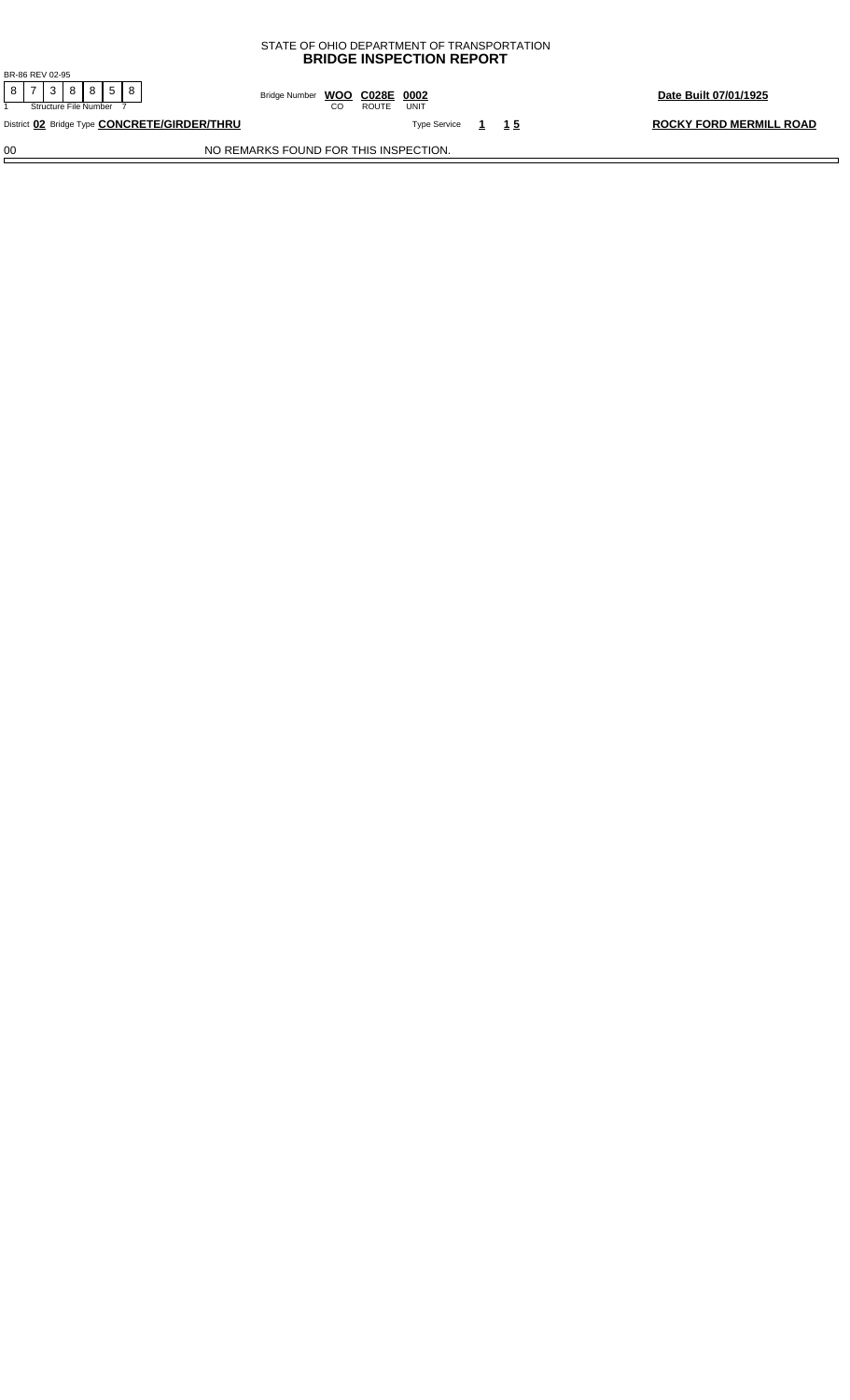STATE OF OHIO DEPARTMENT OF TRANSPORTATION
**BRIDGE INSPECTION REPORT**

BR-86 REV 02-95

| 8 | 7 | 3 | 8 | 8 | 5 | 8 |
|---|---|---|---|---|---|---|

1 Structure File Number 7

Bridge Number **WOO** (CO) **C028E** (ROUTE) **0002** (UNIT)

**Date Built 07/01/1925**

District **02** Bridge Type **CONCRETE/GIRDER/THRU**

Type Service **1** **1 5**

**ROCKY FORD MERMILL ROAD**

00 NO REMARKS FOUND FOR THIS INSPECTION.